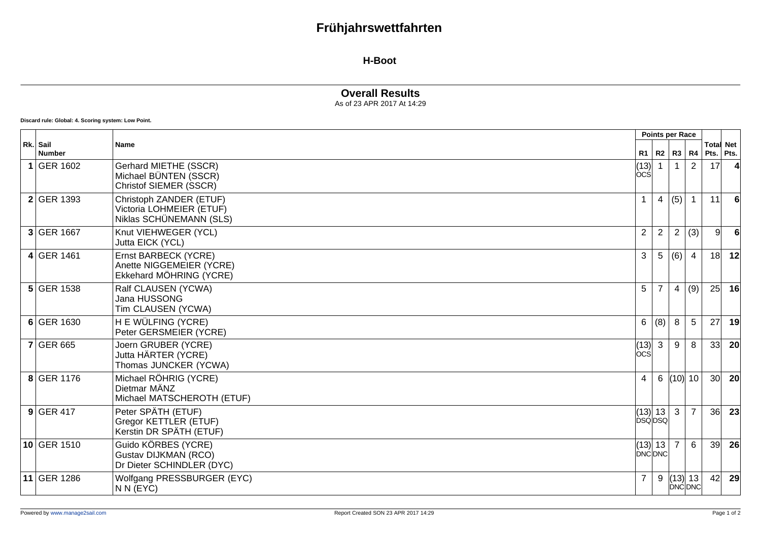# Frühjahrswettfahrten

## H-Boot

### Overall Results

As of 23 APR 2017 At 14:29

**Discard rule: Global: 4. Scoring system: Low Point.**

| Rk. | Sail Number | Name | Points per Race | | | | Total Pts. | Net Pts. |
|---|---|---|---|---|---|---|---|---|
| | | | R1 | R2 | R3 | R4 | | |
| **1** | GER 1602 | Gerhard MIETHE (SSCR)<br>Michael BÜNTEN (SSCR)<br>Christof SIEMER (SSCR) | (13) OCS | 1 | 1 | 2 | 17 | **4** |
| **2** | GER 1393 | Christoph ZANDER (ETUF)<br>Victoria LOHMEIER (ETUF)<br>Niklas SCHÜNEMANN (SLS) | 1 | 4 | (5) | 1 | 11 | **6** |
| **3** | GER 1667 | Knut VIEHWEGER (YCL)<br>Jutta EICK (YCL) | 2 | 2 | 2 | (3) | 9 | **6** |
| **4** | GER 1461 | Ernst BARBECK (YCRE)<br>Anette NIGGEMEIER (YCRE)<br>Ekkehard MÖHRING (YCRE) | 3 | 5 | (6) | 4 | 18 | **12** |
| **5** | GER 1538 | Ralf CLAUSEN (YCWA)<br>Jana HUSSONG<br>Tim CLAUSEN (YCWA) | 5 | 7 | 4 | (9) | 25 | **16** |
| **6** | GER 1630 | H E WÜLFING (YCRE)<br>Peter GERSMEIER (YCRE) | 6 | (8) | 8 | 5 | 27 | **19** |
| **7** | GER 665 | Joern GRUBER (YCRE)<br>Jutta HÄRTER (YCRE)<br>Thomas JUNCKER (YCWA) | (13) OCS | 3 | 9 | 8 | 33 | **20** |
| **8** | GER 1176 | Michael RÖHRIG (YCRE)<br>Dietmar MÄNZ<br>Michael MATSCHEROTH (ETUF) | 4 | 6 | (10) | 10 | 30 | **20** |
| **9** | GER 417 | Peter SPÄTH (ETUF)<br>Gregor KETTLER (ETUF)<br>Kerstin DR SPÄTH (ETUF) | (13) DSQ | 13 DSQ | 3 | 7 | 36 | **23** |
| **10** | GER 1510 | Guido KÖRBES (YCRE)<br>Gustav DIJKMAN (RCO)<br>Dr Dieter SCHINDLER (DYC) | (13) DNC | 13 DNC | 7 | 6 | 39 | **26** |
| **11** | GER 1286 | Wolfgang PRESSBURGER (EYC)<br>N N (EYC) | 7 | 9 | (13) DNC | 13 DNC | 42 | **29** |

Powered by www.manage2sail.com

Report Created SON 23 APR 2017 14:29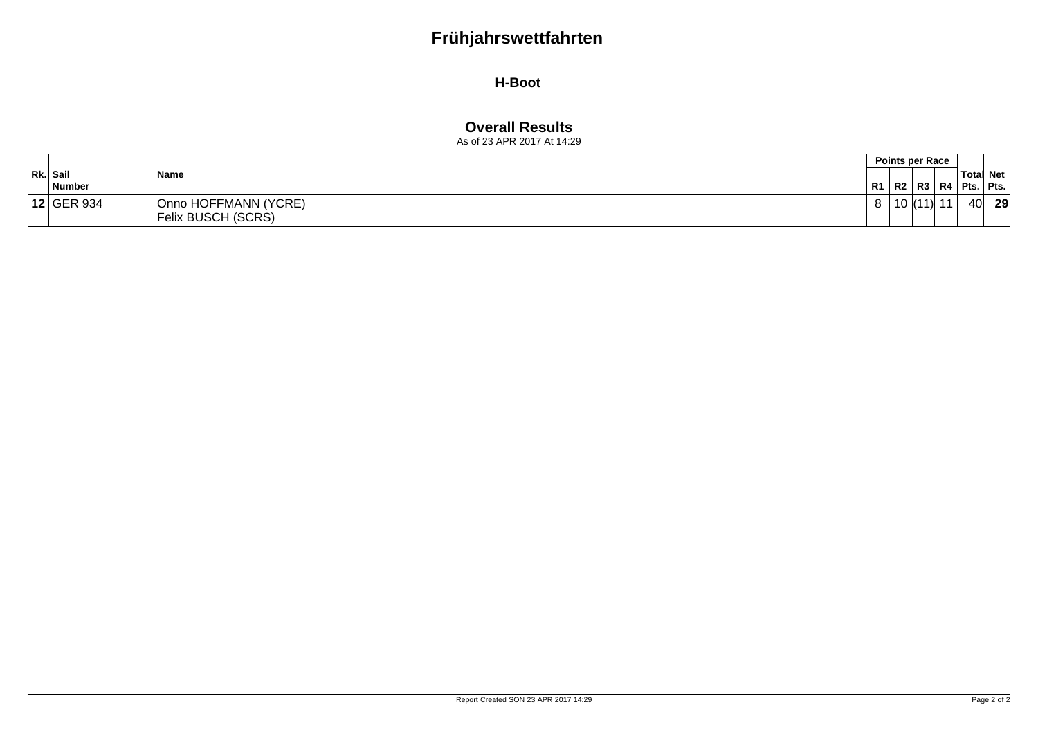# Frühjahrswettfahrten

## H-Boot

### Overall Results

As of 23 APR 2017 At 14:29

| Rk. | Sail Number | Name | Points per Race | | | | Total Pts. | Net Pts. |
|---|---|---|---|---|---|---|---|---|
| | | | R1 | R2 | R3 | R4 | | |
| **12** | GER 934 | Onno HOFFMANN (YCRE)<br>Felix BUSCH (SCRS) | 8 | 10 | (11) | 11 | 40 | **29** |

Report Created SON 23 APR 2017 14:29